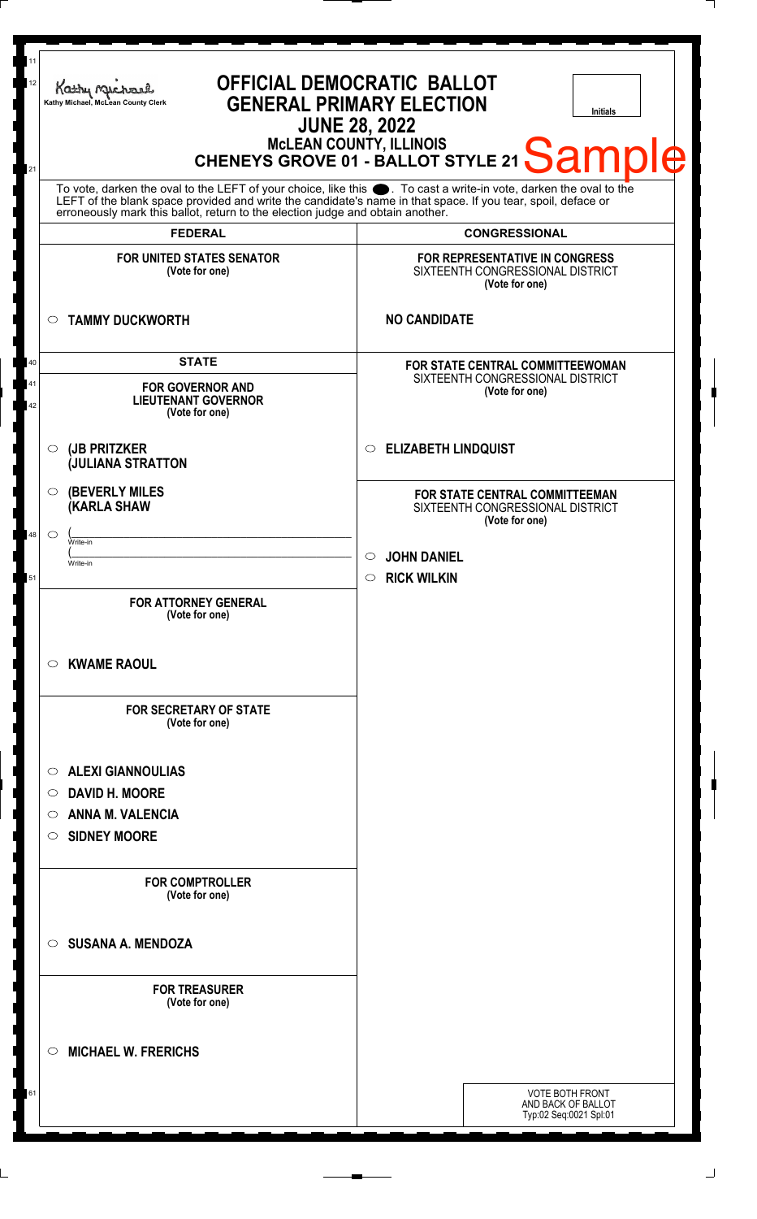Kathy Michael, McLean County Clerk

# OFFICIAL DEMOCRATIC BALLOT
## GENERAL PRIMARY ELECTION
## JUNE 28, 2022
### McLEAN COUNTY, ILLINOIS
### CHENEYS GROVE 01 - BALLOT STYLE 21

Sample

Initials

To vote, darken the oval to the LEFT of your choice, like this ●. To cast a write-in vote, darken the oval to the LEFT of the blank space provided and write the candidate's name in that space. If you tear, spoil, deface or erroneously mark this ballot, return to the election judge and obtain another.

## FEDERAL

**FOR UNITED STATES SENATOR**
**(Vote for one)**

○ **TAMMY DUCKWORTH**

## STATE

**FOR GOVERNOR AND LIEUTENANT GOVERNOR**
**(Vote for one)**

○ **(JB PRITZKER**
**(JULIANA STRATTON**

○ **(BEVERLY MILES**
**(KARLA SHAW**

○ (______________________ Write-in
(______________________ Write-in

**FOR ATTORNEY GENERAL**
**(Vote for one)**

○ **KWAME RAOUL**

**FOR SECRETARY OF STATE**
**(Vote for one)**

○ **ALEXI GIANNOULIAS**
○ **DAVID H. MOORE**
○ **ANNA M. VALENCIA**
○ **SIDNEY MOORE**

**FOR COMPTROLLER**
**(Vote for one)**

○ **SUSANA A. MENDOZA**

**FOR TREASURER**
**(Vote for one)**

○ **MICHAEL W. FRERICHS**

## CONGRESSIONAL

**FOR REPRESENTATIVE IN CONGRESS**
SIXTEENTH CONGRESSIONAL DISTRICT
**(Vote for one)**

**NO CANDIDATE**

**FOR STATE CENTRAL COMMITTEEWOMAN**
SIXTEENTH CONGRESSIONAL DISTRICT
**(Vote for one)**

○ **ELIZABETH LINDQUIST**

**FOR STATE CENTRAL COMMITTEEMAN**
SIXTEENTH CONGRESSIONAL DISTRICT
**(Vote for one)**

○ **JOHN DANIEL**
○ **RICK WILKIN**

VOTE BOTH FRONT AND BACK OF BALLOT
Typ:02 Seq:0021 Spl:01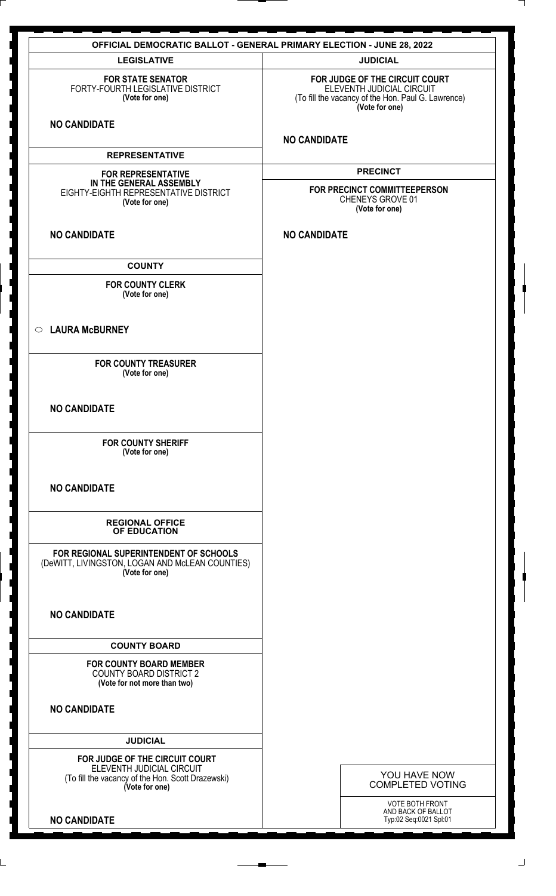## OFFICIAL DEMOCRATIC BALLOT - GENERAL PRIMARY ELECTION - JUNE 28, 2022

### LEGISLATIVE

**FOR STATE SENATOR**
FORTY-FOURTH LEGISLATIVE DISTRICT
**(Vote for one)**

**NO CANDIDATE**

### REPRESENTATIVE

**FOR REPRESENTATIVE IN THE GENERAL ASSEMBLY**
EIGHTY-EIGHTH REPRESENTATIVE DISTRICT
**(Vote for one)**

**NO CANDIDATE**

### COUNTY

**FOR COUNTY CLERK**
**(Vote for one)**

○ **LAURA McBURNEY**

**FOR COUNTY TREASURER**
**(Vote for one)**

**NO CANDIDATE**

**FOR COUNTY SHERIFF**
**(Vote for one)**

**NO CANDIDATE**

### REGIONAL OFFICE OF EDUCATION

**FOR REGIONAL SUPERINTENDENT OF SCHOOLS**
(DeWITT, LIVINGSTON, LOGAN AND McLEAN COUNTIES)
**(Vote for one)**

**NO CANDIDATE**

### COUNTY BOARD

**FOR COUNTY BOARD MEMBER**
COUNTY BOARD DISTRICT 2
**(Vote for not more than two)**

**NO CANDIDATE**

### JUDICIAL

**FOR JUDGE OF THE CIRCUIT COURT**
ELEVENTH JUDICIAL CIRCUIT
(To fill the vacancy of the Hon. Scott Drazewski)
**(Vote for one)**

**NO CANDIDATE**

### JUDICIAL

**FOR JUDGE OF THE CIRCUIT COURT**
ELEVENTH JUDICIAL CIRCUIT
(To fill the vacancy of the Hon. Paul G. Lawrence)
**(Vote for one)**

**NO CANDIDATE**

### PRECINCT

**FOR PRECINCT COMMITTEEPERSON**
CHENEYS GROVE 01
**(Vote for one)**

**NO CANDIDATE**

YOU HAVE NOW COMPLETED VOTING

VOTE BOTH FRONT AND BACK OF BALLOT
Typ:02 Seq:0021 Spl:01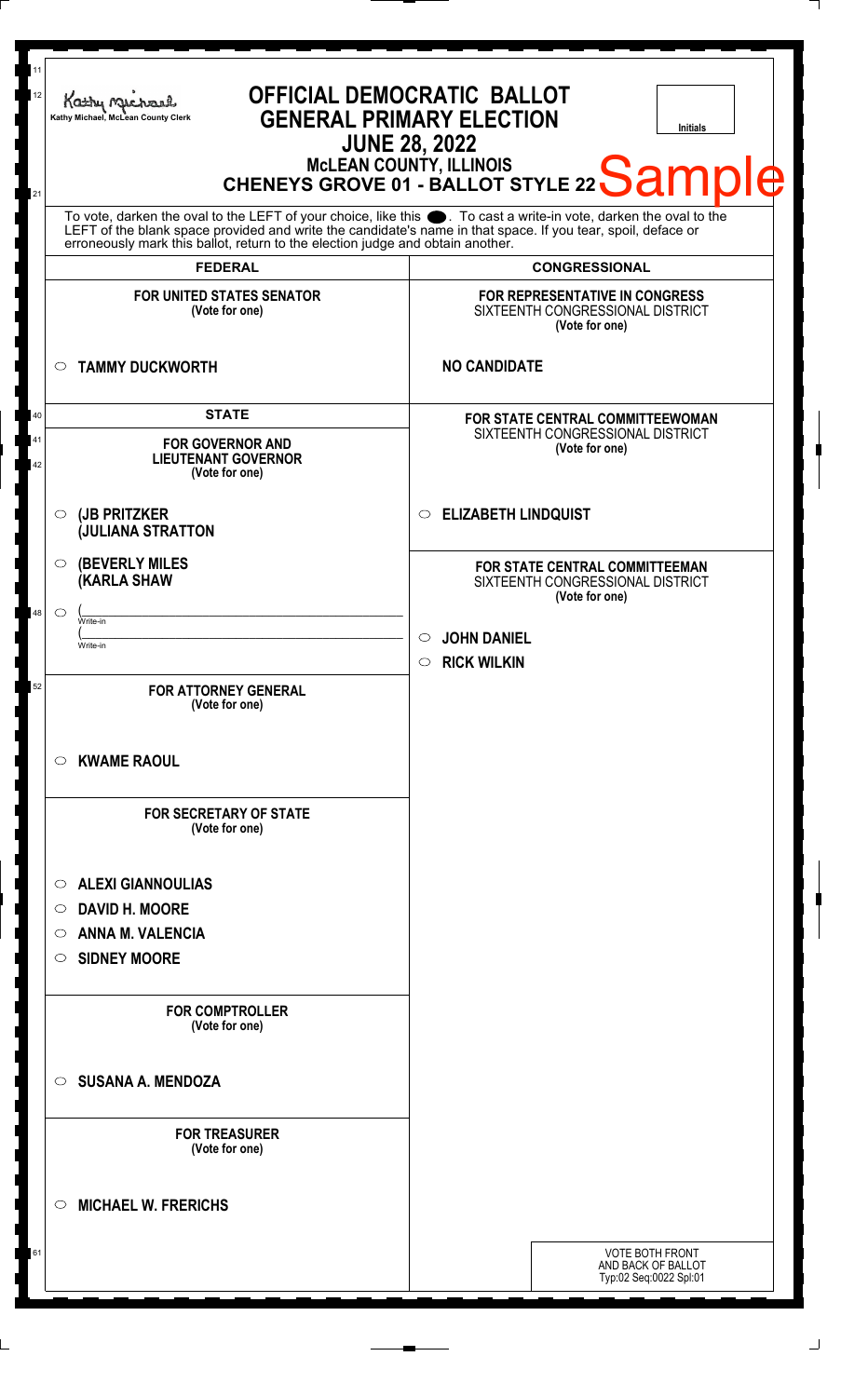Kathy Michael, McLean County Clerk

# OFFICIAL DEMOCRATIC BALLOT
## GENERAL PRIMARY ELECTION
## JUNE 28, 2022
## McLEAN COUNTY, ILLINOIS
## CHENEYS GROVE 01 - BALLOT STYLE 22

Sample

Initials

To vote, darken the oval to the LEFT of your choice, like this ●. To cast a write-in vote, darken the oval to the LEFT of the blank space provided and write the candidate's name in that space. If you tear, spoil, deface or erroneously mark this ballot, return to the election judge and obtain another.

## FEDERAL

**FOR UNITED STATES SENATOR**
(Vote for one)

○ **TAMMY DUCKWORTH**

## STATE

**FOR GOVERNOR AND LIEUTENANT GOVERNOR**
(Vote for one)

○ **(JB PRITZKER**
**(JULIANA STRATTON**

○ **(BEVERLY MILES**
**(KARLA SHAW**

○ (______________ Write-in
(______________ Write-in

**FOR ATTORNEY GENERAL**
(Vote for one)

○ **KWAME RAOUL**

**FOR SECRETARY OF STATE**
(Vote for one)

○ **ALEXI GIANNOULIAS**
○ **DAVID H. MOORE**
○ **ANNA M. VALENCIA**
○ **SIDNEY MOORE**

**FOR COMPTROLLER**
(Vote for one)

○ **SUSANA A. MENDOZA**

**FOR TREASURER**
(Vote for one)

○ **MICHAEL W. FRERICHS**

## CONGRESSIONAL

**FOR REPRESENTATIVE IN CONGRESS**
SIXTEENTH CONGRESSIONAL DISTRICT
(Vote for one)

**NO CANDIDATE**

**FOR STATE CENTRAL COMMITTEEWOMAN**
SIXTEENTH CONGRESSIONAL DISTRICT
(Vote for one)

○ **ELIZABETH LINDQUIST**

**FOR STATE CENTRAL COMMITTEEMAN**
SIXTEENTH CONGRESSIONAL DISTRICT
(Vote for one)

○ **JOHN DANIEL**
○ **RICK WILKIN**

VOTE BOTH FRONT AND BACK OF BALLOT
Typ:02 Seq:0022 Spl:01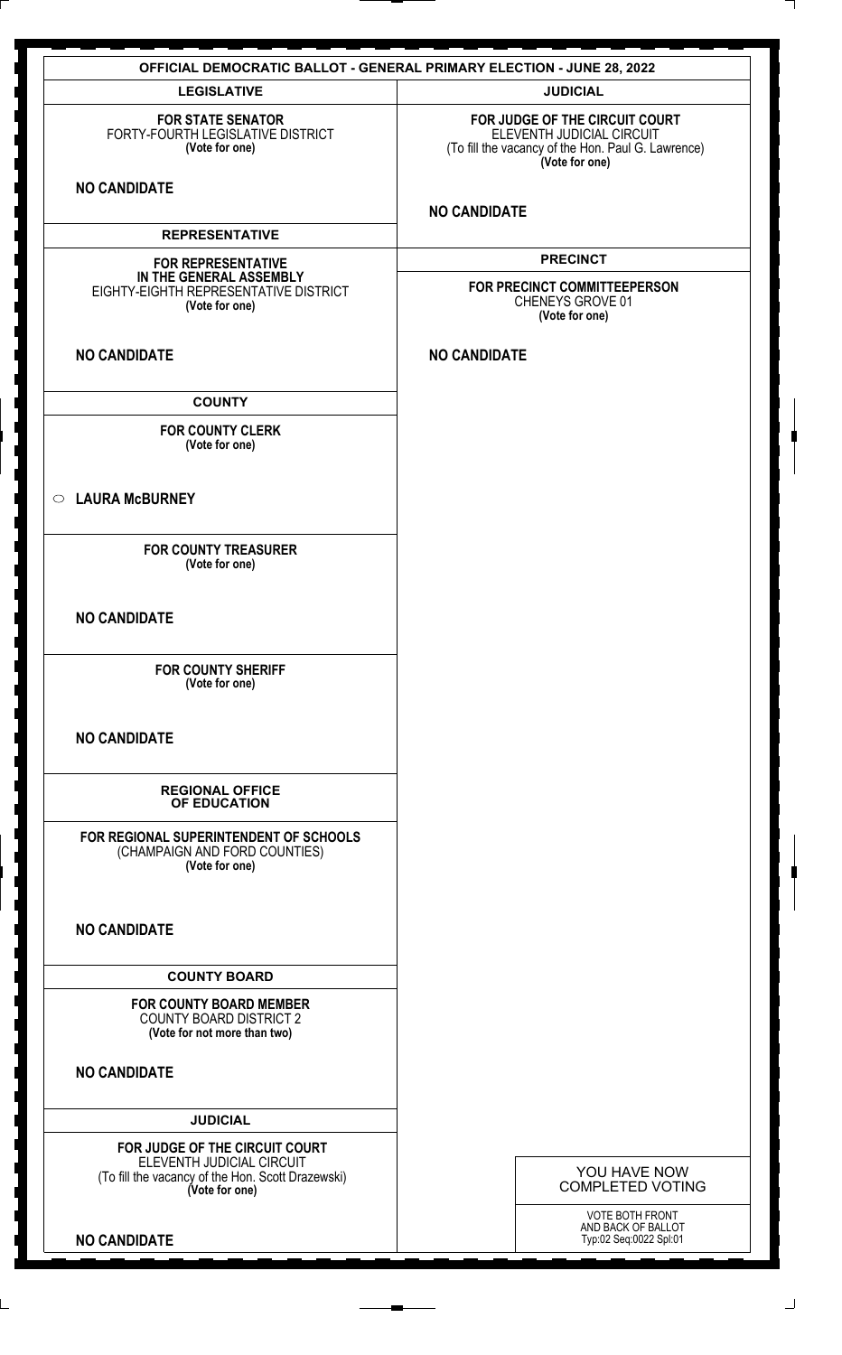## OFFICIAL DEMOCRATIC BALLOT - GENERAL PRIMARY ELECTION - JUNE 28, 2022

### LEGISLATIVE

**FOR STATE SENATOR**
FORTY-FOURTH LEGISLATIVE DISTRICT
**(Vote for one)**

**NO CANDIDATE**

### REPRESENTATIVE

**FOR REPRESENTATIVE IN THE GENERAL ASSEMBLY**
EIGHTY-EIGHTH REPRESENTATIVE DISTRICT
**(Vote for one)**

**NO CANDIDATE**

### COUNTY

**FOR COUNTY CLERK**
**(Vote for one)**

○ **LAURA McBURNEY**

**FOR COUNTY TREASURER**
**(Vote for one)**

**NO CANDIDATE**

**FOR COUNTY SHERIFF**
**(Vote for one)**

**NO CANDIDATE**

### REGIONAL OFFICE OF EDUCATION

**FOR REGIONAL SUPERINTENDENT OF SCHOOLS**
(CHAMPAIGN AND FORD COUNTIES)
**(Vote for one)**

**NO CANDIDATE**

### COUNTY BOARD

**FOR COUNTY BOARD MEMBER**
COUNTY BOARD DISTRICT 2
**(Vote for not more than two)**

**NO CANDIDATE**

### JUDICIAL

**FOR JUDGE OF THE CIRCUIT COURT**
ELEVENTH JUDICIAL CIRCUIT
(To fill the vacancy of the Hon. Scott Drazewski)
**(Vote for one)**

**NO CANDIDATE**

### JUDICIAL

**FOR JUDGE OF THE CIRCUIT COURT**
ELEVENTH JUDICIAL CIRCUIT
(To fill the vacancy of the Hon. Paul G. Lawrence)
**(Vote for one)**

**NO CANDIDATE**

### PRECINCT

**FOR PRECINCT COMMITTEEPERSON**
CHENEYS GROVE 01
**(Vote for one)**

**NO CANDIDATE**

YOU HAVE NOW COMPLETED VOTING

VOTE BOTH FRONT AND BACK OF BALLOT
Typ:02 Seq:0022 Spl:01